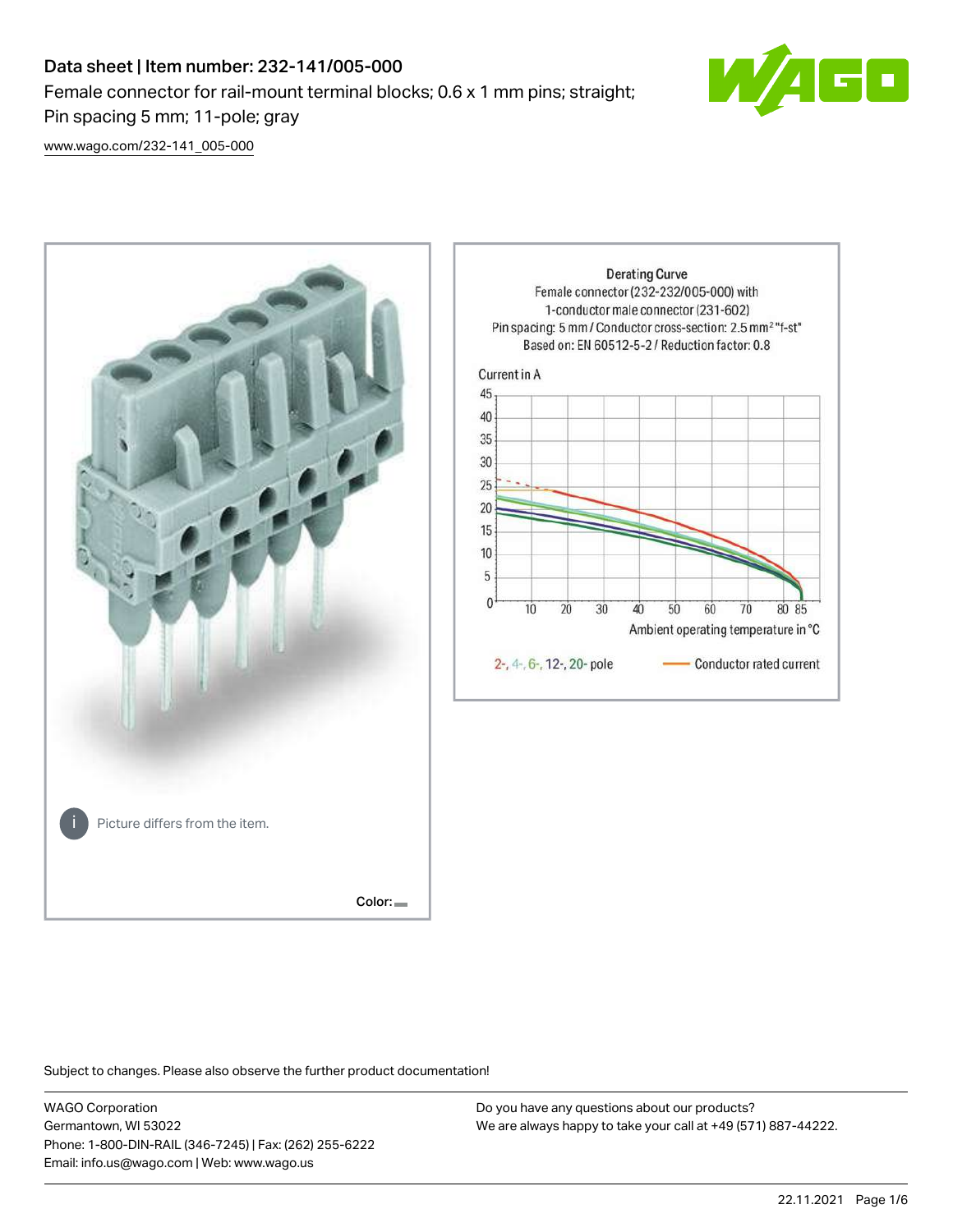# Data sheet | Item number: 232-141/005-000

Female connector for rail-mount terminal blocks; 0.6 x 1 mm pins; straight; Pin spacing 5 mm; 11-pole; gray

www.wago.com/232-141_005-000

Picture differs from the item.

Color:

Derating Curve
Female connector (232-232/005-000) with 1-conductor male connector (231-602)
Pin spacing: 5 mm / Conductor cross-section: 2.5 mm² "f-st"
Based on: EN 60512-5-2 / Reduction factor: 0.8

Current in A

Ambient operating temperature in °C

2-, 4-, 6-, 12-, 20- pole — Conductor rated current

Subject to changes. Please also observe the further product documentation!

WAGO Corporation
Germantown, WI 53022
Phone: 1-800-DIN-RAIL (346-7245) | Fax: (262) 255-6222
Email: info.us@wago.com | Web: www.wago.us

Do you have any questions about our products?
We are always happy to take your call at +49 (571) 887-44222.

22.11.2021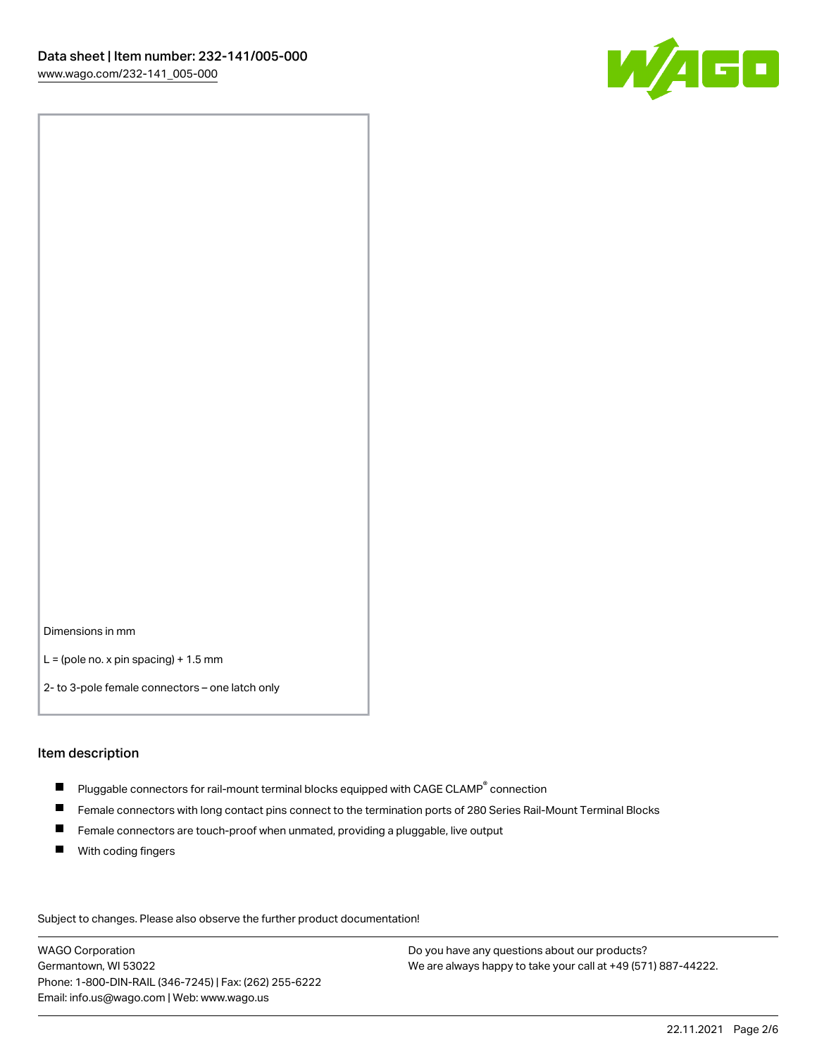Dimensions in mm

L = (pole no. x pin spacing) + 1.5 mm

2- to 3-pole female connectors – one latch only

## Item description

- Pluggable connectors for rail-mount terminal blocks equipped with CAGE CLAMP® connection
- Female connectors with long contact pins connect to the termination ports of 280 Series Rail-Mount Terminal Blocks
- Female connectors are touch-proof when unmated, providing a pluggable, live output
- With coding fingers

Subject to changes. Please also observe the further product documentation!

WAGO Corporation
Germantown, WI 53022
Phone: 1-800-DIN-RAIL (346-7245) | Fax: (262) 255-6222
Email: info.us@wago.com | Web: www.wago.us

Do you have any questions about our products?
We are always happy to take your call at +49 (571) 887-44222.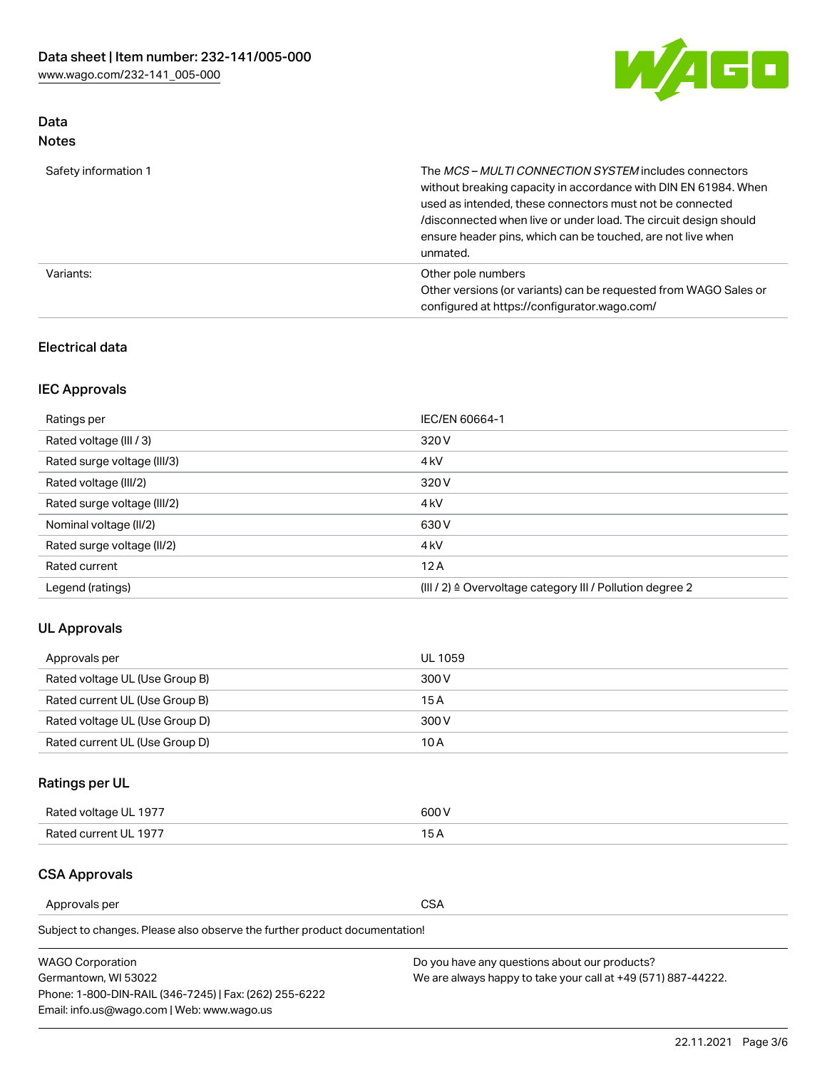## Data
### Notes

| | |
|---|---|
| Safety information 1 | The *MCS – MULTI CONNECTION SYSTEM* includes connectors without breaking capacity in accordance with DIN EN 61984. When used as intended, these connectors must not be connected /disconnected when live or under load. The circuit design should ensure header pins, which can be touched, are not live when unmated. |
| Variants: | Other pole numbers<br>Other versions (or variants) can be requested from WAGO Sales or configured at https://configurator.wago.com/ |

### Electrical data

### IEC Approvals

| | |
|---|---|
| Ratings per | IEC/EN 60664-1 |
| Rated voltage (III / 3) | 320 V |
| Rated surge voltage (III/3) | 4 kV |
| Rated voltage (III/2) | 320 V |
| Rated surge voltage (III/2) | 4 kV |
| Nominal voltage (II/2) | 630 V |
| Rated surge voltage (II/2) | 4 kV |
| Rated current | 12 A |
| Legend (ratings) | (III / 2) ≙ Overvoltage category III / Pollution degree 2 |

### UL Approvals

| | |
|---|---|
| Approvals per | UL 1059 |
| Rated voltage UL (Use Group B) | 300 V |
| Rated current UL (Use Group B) | 15 A |
| Rated voltage UL (Use Group D) | 300 V |
| Rated current UL (Use Group D) | 10 A |

### Ratings per UL

| | |
|---|---|
| Rated voltage UL 1977 | 600 V |
| Rated current UL 1977 | 15 A |

### CSA Approvals

| | |
|---|---|
| Approvals per | CSA |

Subject to changes. Please also observe the further product documentation!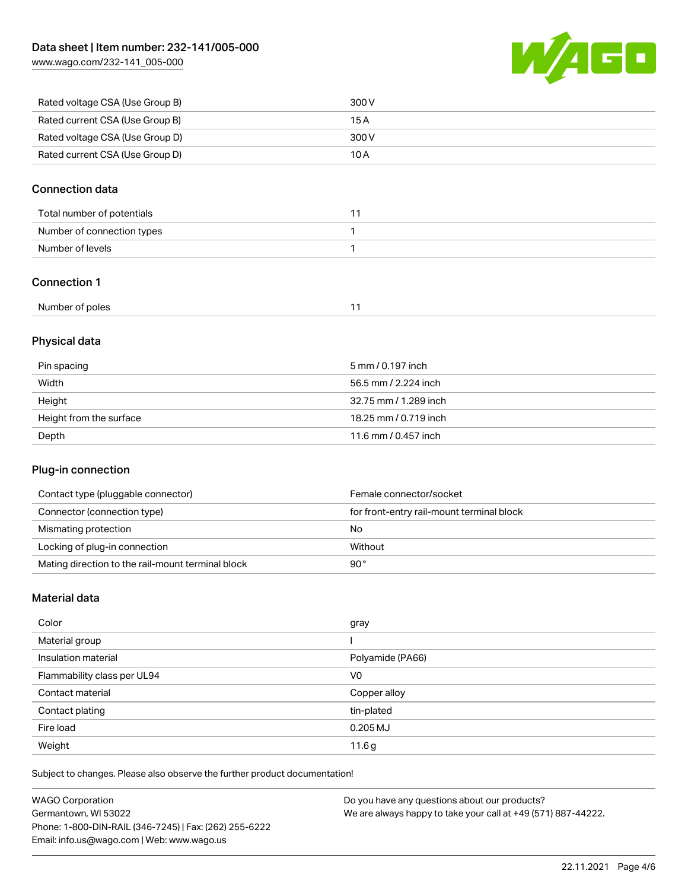| Rated voltage CSA (Use Group B) | 300 V |
| --- | --- |
| Rated current CSA (Use Group B) | 15 A |
| Rated voltage CSA (Use Group D) | 300 V |
| Rated current CSA (Use Group D) | 10 A |

## Connection data

| Total number of potentials | 11 |
| --- | --- |
| Number of connection types | 1 |
| Number of levels | 1 |

## Connection 1

| Number of poles | 11 |
| --- | --- |

## Physical data

| Pin spacing | 5 mm / 0.197 inch |
| --- | --- |
| Width | 56.5 mm / 2.224 inch |
| Height | 32.75 mm / 1.289 inch |
| Height from the surface | 18.25 mm / 0.719 inch |
| Depth | 11.6 mm / 0.457 inch |

## Plug-in connection

| Contact type (pluggable connector) | Female connector/socket |
| --- | --- |
| Connector (connection type) | for front-entry rail-mount terminal block |
| Mismating protection | No |
| Locking of plug-in connection | Without |
| Mating direction to the rail-mount terminal block | 90 ° |

## Material data

| Color | gray |
| --- | --- |
| Material group | I |
| Insulation material | Polyamide (PA66) |
| Flammability class per UL94 | V0 |
| Contact material | Copper alloy |
| Contact plating | tin-plated |
| Fire load | 0.205 MJ |
| Weight | 11.6 g |

Subject to changes. Please also observe the further product documentation!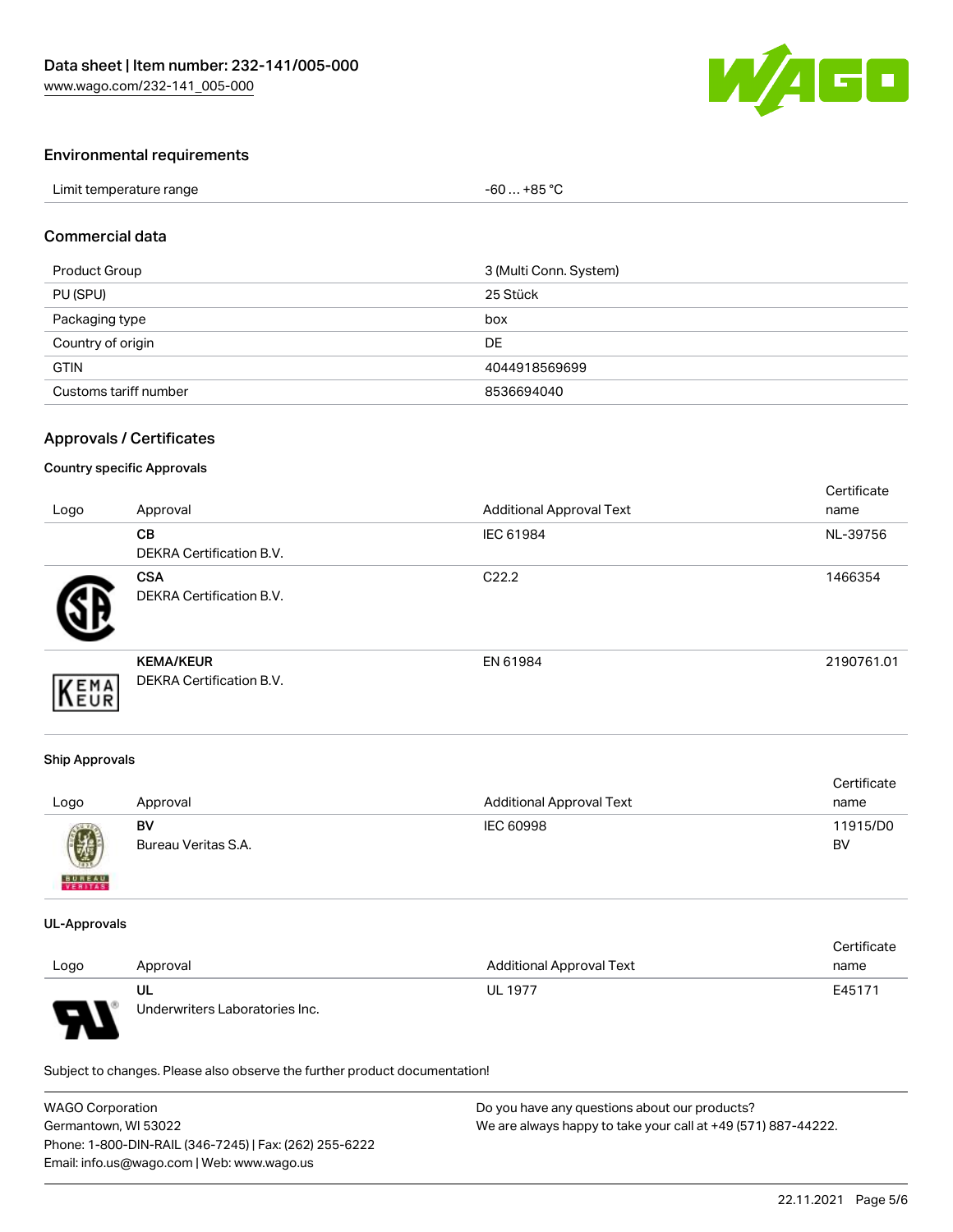## Environmental requirements

| Limit temperature range | -60 … +85 °C |
|---|---|

## Commercial data

| Product Group | 3 (Multi Conn. System) |
|---|---|
| PU (SPU) | 25 Stück |
| Packaging type | box |
| Country of origin | DE |
| GTIN | 4044918569699 |
| Customs tariff number | 8536694040 |

## Approvals / Certificates

### Country specific Approvals

| Logo | Approval | Additional Approval Text | Certificate name |
|---|---|---|---|
| | **CB**<br>DEKRA Certification B.V. | IEC 61984 | NL-39756 |
| | **CSA**<br>DEKRA Certification B.V. | C22.2 | 1466354 |
| | **KEMA/KEUR**<br>DEKRA Certification B.V. | EN 61984 | 2190761.01 |

### Ship Approvals

| Logo | Approval | Additional Approval Text | Certificate name |
|---|---|---|---|
| | **BV**<br>Bureau Veritas S.A. | IEC 60998 | 11915/D0 BV |

### UL-Approvals

| Logo | Approval | Additional Approval Text | Certificate name |
|---|---|---|---|
| | **UL**<br>Underwriters Laboratories Inc. | UL 1977 | E45171 |

Subject to changes. Please also observe the further product documentation!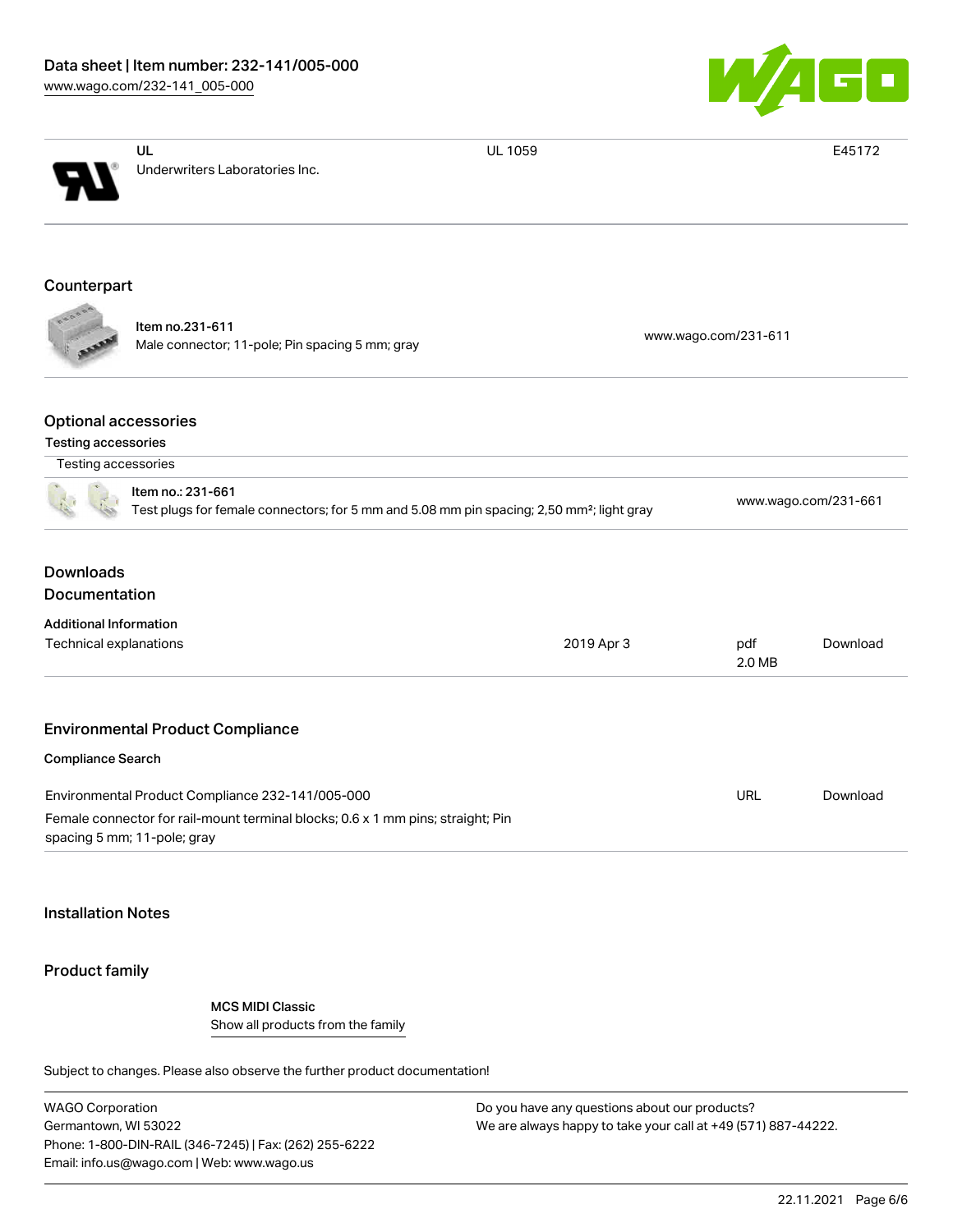| | | |
|---|---|---|
| UL<br>Underwriters Laboratories Inc. | UL 1059 | E45172 |

## Counterpart

| | |
|---|---|
| Item no.231-611<br>Male connector; 11-pole; Pin spacing 5 mm; gray | www.wago.com/231-611 |

## Optional accessories

**Testing accessories**

| Testing accessories | |
|---|---|
| Item no.: 231-661<br>Test plugs for female connectors; for 5 mm and 5.08 mm pin spacing; 2,50 mm²; light gray | www.wago.com/231-661 |

## Downloads

## Documentation

**Additional Information**

| | | | |
|---|---|---|---|
| Technical explanations | 2019 Apr 3 | pdf<br>2.0 MB | Download |

## Environmental Product Compliance

**Compliance Search**

| | | |
|---|---|---|
| Environmental Product Compliance 232-141/005-000<br>Female connector for rail-mount terminal blocks; 0.6 x 1 mm pins; straight; Pin spacing 5 mm; 11-pole; gray | URL | Download |

## Installation Notes

## Product family

**MCS MIDI Classic**

Show all products from the family

Subject to changes. Please also observe the further product documentation!

WAGO Corporation
Germantown, WI 53022
Phone: 1-800-DIN-RAIL (346-7245) | Fax: (262) 255-6222
Email: info.us@wago.com | Web: www.wago.us

Do you have any questions about our products?
We are always happy to take your call at +49 (571) 887-44222.